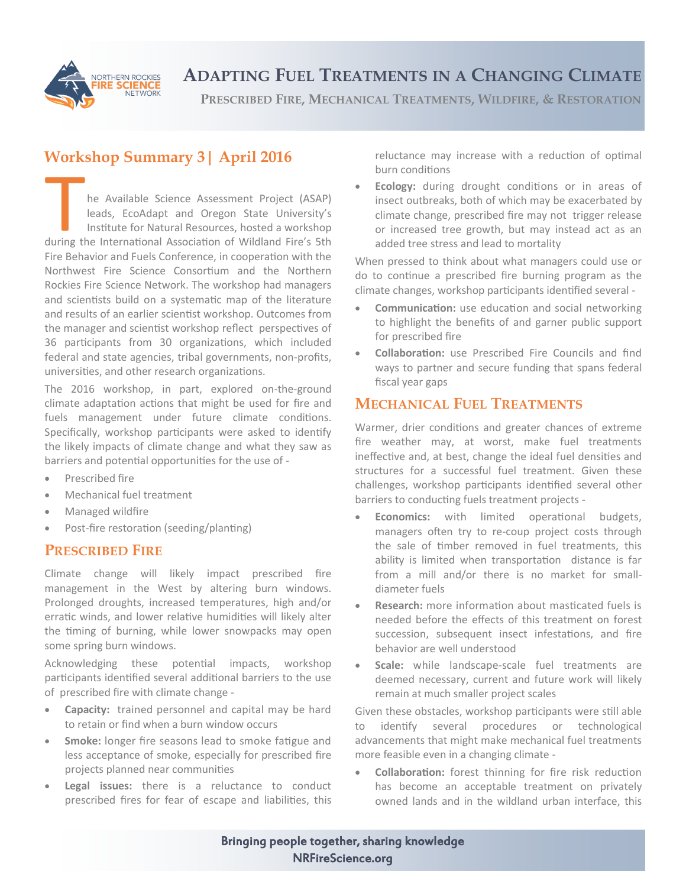# Adapting Fuel Treatments in a Changing Climate

## Prescribed Fire, Mechanical Treatments, Wildfire, & Restoration

## Workshop Summary 3 | April 2016

The Available Science Assessment Project (ASAP) leads, EcoAdapt and Oregon State University's Institute for Natural Resources, hosted a workshop during the International Association of Wildland Fire's 5th Fire Behavior and Fuels Conference, in cooperation with the Northwest Fire Science Consortium and the Northern Rockies Fire Science Network. The workshop had managers and scientists build on a systematic map of the literature and results of an earlier scientist workshop. Outcomes from the manager and scientist workshop reflect perspectives of 36 participants from 30 organizations, which included federal and state agencies, tribal governments, non-profits, universities, and other research organizations.

The 2016 workshop, in part, explored on-the-ground climate adaptation actions that might be used for fire and fuels management under future climate conditions. Specifically, workshop participants were asked to identify the likely impacts of climate change and what they saw as barriers and potential opportunities for the use of -

- Prescribed fire
- Mechanical fuel treatment
- Managed wildfire
- Post-fire restoration (seeding/planting)

### Prescribed Fire

Climate change will likely impact prescribed fire management in the West by altering burn windows. Prolonged droughts, increased temperatures, high and/or erratic winds, and lower relative humidities will likely alter the timing of burning, while lower snowpacks may open some spring burn windows.

Acknowledging these potential impacts, workshop participants identified several additional barriers to the use of prescribed fire with climate change -

- **Capacity:** trained personnel and capital may be hard to retain or find when a burn window occurs
- **Smoke:** longer fire seasons lead to smoke fatigue and less acceptance of smoke, especially for prescribed fire projects planned near communities
- **Legal issues:** there is a reluctance to conduct prescribed fires for fear of escape and liabilities, this reluctance may increase with a reduction of optimal burn conditions
- **Ecology:** during drought conditions or in areas of insect outbreaks, both of which may be exacerbated by climate change, prescribed fire may not trigger release or increased tree growth, but may instead act as an added tree stress and lead to mortality

When pressed to think about what managers could use or do to continue a prescribed fire burning program as the climate changes, workshop participants identified several -

- **Communication:** use education and social networking to highlight the benefits of and garner public support for prescribed fire
- **Collaboration:** use Prescribed Fire Councils and find ways to partner and secure funding that spans federal fiscal year gaps

### Mechanical Fuel Treatments

Warmer, drier conditions and greater chances of extreme fire weather may, at worst, make fuel treatments ineffective and, at best, change the ideal fuel densities and structures for a successful fuel treatment. Given these challenges, workshop participants identified several other barriers to conducting fuels treatment projects -

- **Economics:** with limited operational budgets, managers often try to re-coup project costs through the sale of timber removed in fuel treatments, this ability is limited when transportation distance is far from a mill and/or there is no market for small-diameter fuels
- **Research:** more information about masticated fuels is needed before the effects of this treatment on forest succession, subsequent insect infestations, and fire behavior are well understood
- **Scale:** while landscape-scale fuel treatments are deemed necessary, current and future work will likely remain at much smaller project scales

Given these obstacles, workshop participants were still able to identify several procedures or technological advancements that might make mechanical fuel treatments more feasible even in a changing climate -

- **Collaboration:** forest thinning for fire risk reduction has become an acceptable treatment on privately owned lands and in the wildland urban interface, this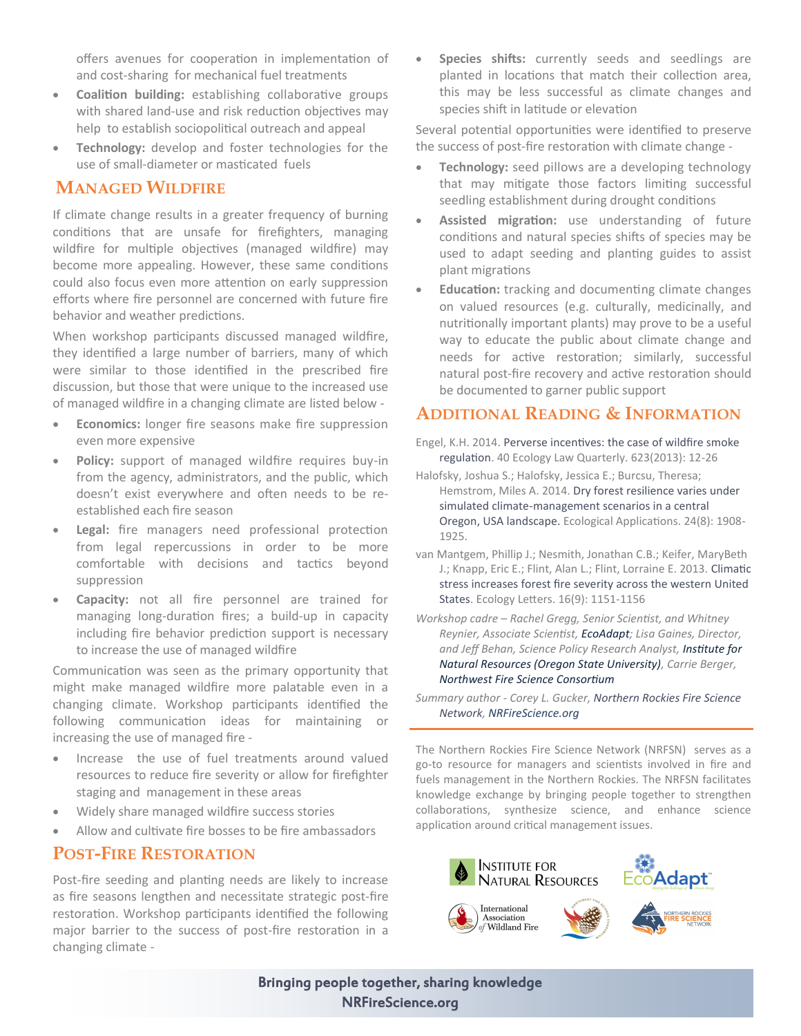offers avenues for cooperation in implementation of and cost-sharing for mechanical fuel treatments

- **Coalition building:** establishing collaborative groups with shared land-use and risk reduction objectives may help to establish sociopolitical outreach and appeal
- **Technology:** develop and foster technologies for the use of small-diameter or masticated fuels

## Managed Wildfire

If climate change results in a greater frequency of burning conditions that are unsafe for firefighters, managing wildfire for multiple objectives (managed wildfire) may become more appealing. However, these same conditions could also focus even more attention on early suppression efforts where fire personnel are concerned with future fire behavior and weather predictions.

When workshop participants discussed managed wildfire, they identified a large number of barriers, many of which were similar to those identified in the prescribed fire discussion, but those that were unique to the increased use of managed wildfire in a changing climate are listed below -

- **Economics:** longer fire seasons make fire suppression even more expensive
- **Policy:** support of managed wildfire requires buy-in from the agency, administrators, and the public, which doesn't exist everywhere and often needs to be re-established each fire season
- **Legal:** fire managers need professional protection from legal repercussions in order to be more comfortable with decisions and tactics beyond suppression
- **Capacity:** not all fire personnel are trained for managing long-duration fires; a build-up in capacity including fire behavior prediction support is necessary to increase the use of managed wildfire

Communication was seen as the primary opportunity that might make managed wildfire more palatable even in a changing climate. Workshop participants identified the following communication ideas for maintaining or increasing the use of managed fire -

- Increase the use of fuel treatments around valued resources to reduce fire severity or allow for firefighter staging and management in these areas
- Widely share managed wildfire success stories
- Allow and cultivate fire bosses to be fire ambassadors

## Post-Fire Restoration

Post-fire seeding and planting needs are likely to increase as fire seasons lengthen and necessitate strategic post-fire restoration. Workshop participants identified the following major barrier to the success of post-fire restoration in a changing climate -

- **Species shifts:** currently seeds and seedlings are planted in locations that match their collection area, this may be less successful as climate changes and species shift in latitude or elevation

Several potential opportunities were identified to preserve the success of post-fire restoration with climate change -

- **Technology:** seed pillows are a developing technology that may mitigate those factors limiting successful seedling establishment during drought conditions
- **Assisted migration:** use understanding of future conditions and natural species shifts of species may be used to adapt seeding and planting guides to assist plant migrations
- **Education:** tracking and documenting climate changes on valued resources (e.g. culturally, medicinally, and nutritionally important plants) may prove to be a useful way to educate the public about climate change and needs for active restoration; similarly, successful natural post-fire recovery and active restoration should be documented to garner public support

## Additional Reading & Information

Engel, K.H. 2014. Perverse incentives: the case of wildfire smoke regulation. 40 Ecology Law Quarterly. 623(2013): 12-26

Halofsky, Joshua S.; Halofsky, Jessica E.; Burcsu, Theresa; Hemstrom, Miles A. 2014. Dry forest resilience varies under simulated climate-management scenarios in a central Oregon, USA landscape. Ecological Applications. 24(8): 1908-1925.

van Mantgem, Phillip J.; Nesmith, Jonathan C.B.; Keifer, MaryBeth J.; Knapp, Eric E.; Flint, Alan L.; Flint, Lorraine E. 2013. Climatic stress increases forest fire severity across the western United States. Ecology Letters. 16(9): 1151-1156

*Workshop cadre – Rachel Gregg, Senior Scientist, and Whitney Reynier, Associate Scientist, EcoAdapt; Lisa Gaines, Director, and Jeff Behan, Science Policy Research Analyst, Institute for Natural Resources (Oregon State University), Carrie Berger, Northwest Fire Science Consortium*

*Summary author - Corey L. Gucker, Northern Rockies Fire Science Network, NRFireScience.org*

The Northern Rockies Fire Science Network (NRFSN) serves as a go-to resource for managers and scientists involved in fire and fuels management in the Northern Rockies. The NRFSN facilitates knowledge exchange by bringing people together to strengthen collaborations, synthesize science, and enhance science application around critical management issues.

Institute for Natural Resources

EcoAdapt

International Association of Wildland Fire

Northern Rockies Fire Science Network

**Bringing people together, sharing knowledge**
**NRFireScience.org**